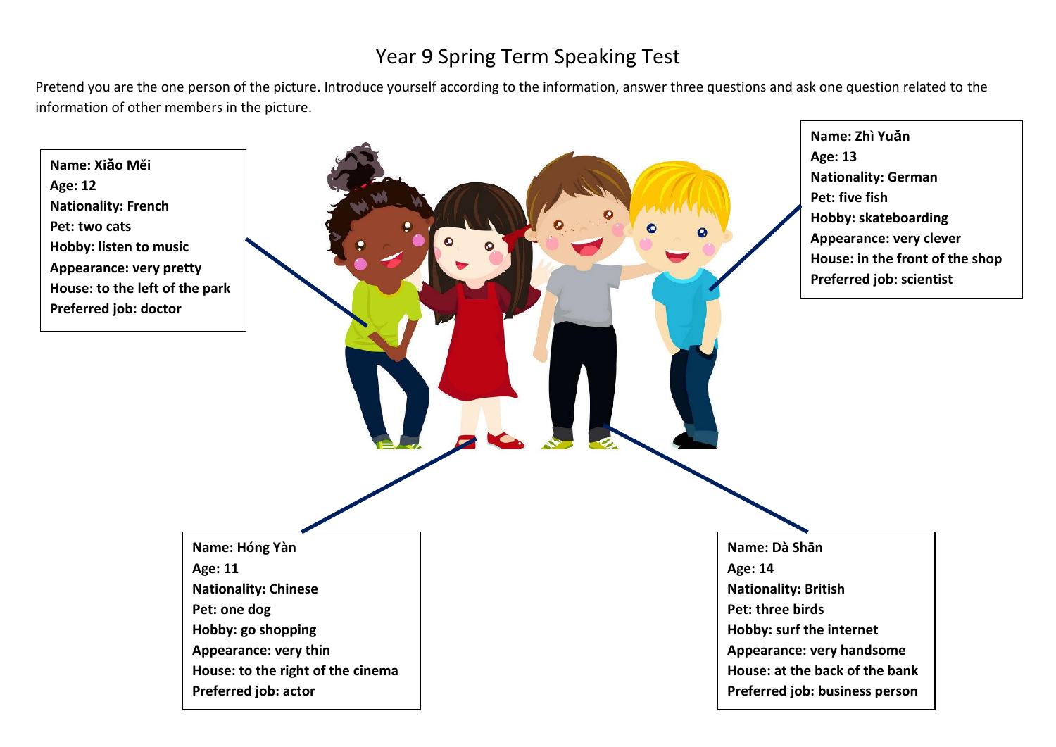# Year 9 Spring Term Speaking Test

Pretend you are the one person of the picture. Introduce yourself according to the information, answer three questions and ask one question related to the information of other members in the picture.

**Name: Xiǎo Měi**
**Age: 12**
**Nationality: French**
**Pet: two cats**
**Hobby: listen to music**
**Appearance: very pretty**
**House: to the left of the park**
**Preferred job: doctor**

**Name: Zhì Yuǎn**
**Age: 13**
**Nationality: German**
**Pet: five fish**
**Hobby: skateboarding**
**Appearance: very clever**
**House: in the front of the shop**
**Preferred job: scientist**

**Name: Hóng Yàn**
**Age: 11**
**Nationality: Chinese**
**Pet: one dog**
**Hobby: go shopping**
**Appearance: very thin**
**House: to the right of the cinema**
**Preferred job: actor**

**Name: Dà Shān**
**Age: 14**
**Nationality: British**
**Pet: three birds**
**Hobby: surf the internet**
**Appearance: very handsome**
**House: at the back of the bank**
**Preferred job: business person**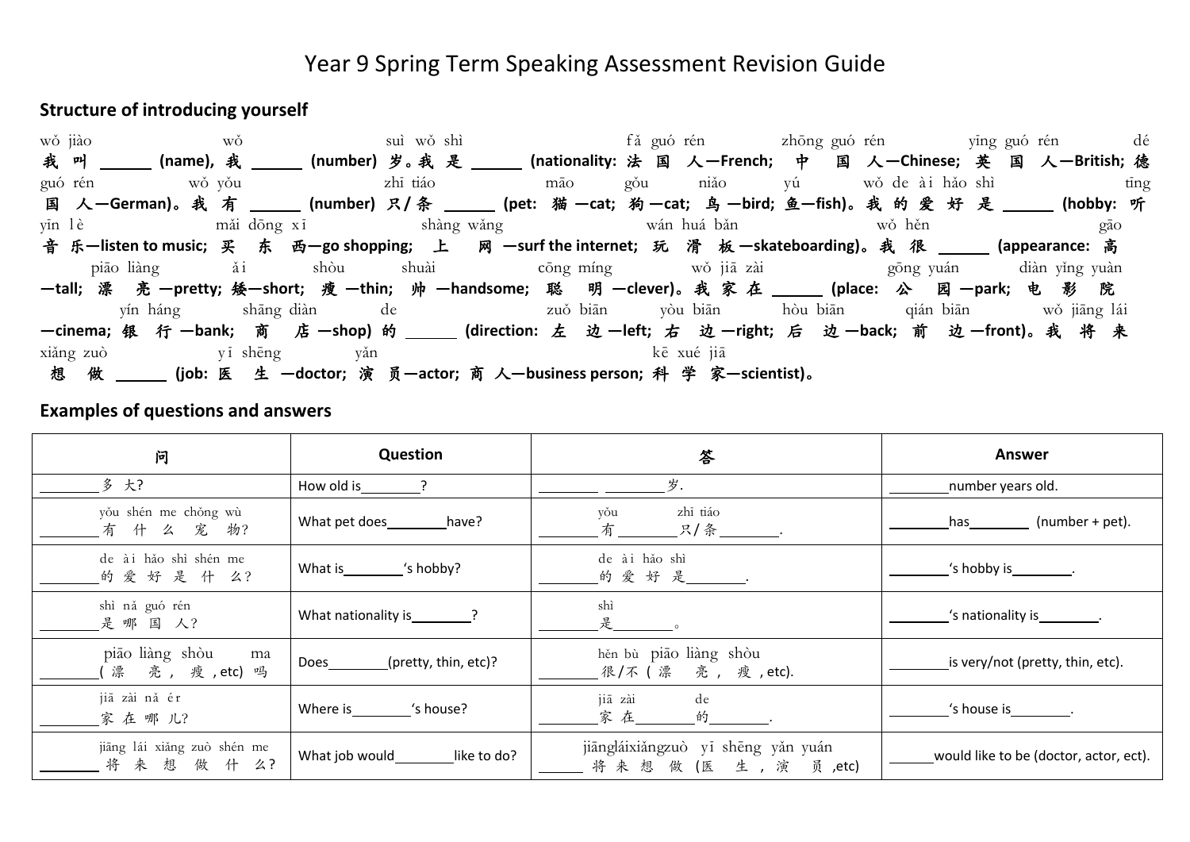# Year 9 Spring Term Speaking Assessment Revision Guide

## Structure of introducing yourself

**我叫 ______ (name)，我 ______ (number) 岁。我是 ______ (nationality: 法国人—French; 中国人—Chinese; 英国人—British; 德国人—German)。我有 ______ (number) 只/条 ______ (pet: 猫—cat; 狗—cat; 鸟—bird; 鱼—fish)。我的爱好是 ______ (hobby: 听音乐—listen to music; 买东西—go shopping; 上网—surf the internet; 玩滑板—skateboarding)。我很 ______ (appearance: 高—tall; 漂亮—pretty; 矮—short; 瘦—thin; 帅—handsome; 聪明—clever)。我家在 ______ (place: 公园—park; 电影院—cinema; 银行—bank; 商店—shop) 的 ______ (direction: 左边—left; 右边—right; 后边—back; 前边—front)。我将来想做 ______ (job: 医生—doctor; 演员—actor; 商人—business person; 科学家—scientist)。**

Pinyin: wǒ jiào ... wǒ ... suì wǒ shì ... (fǎ guó rén; zhōng guó rén; yīng guó rén; dé guó rén). wǒ yǒu ... zhī tiáo ... (māo; gǒu; niǎo; yú). wǒ de ài hǎo shì ... (tīng yīn lè; mǎi dōng xī; shàng wǎng; wán huá bǎn). wǒ hěn ... (gāo; piāo liàng; ǎi; shòu; shuài; cōng míng). wǒ jiā zài ... (gōng yuán; diàn yǐng yuàn; yín háng; shāng diàn) de ... (zuǒ biān; yòu biān; hòu biān; qián biān). wǒ jiāng lái xiǎng zuò ... (yī shēng; yǎn yuán; shāng rén; kē xué jiā).

## Examples of questions and answers

| 问 | Question | 答 | Answer |
|---|---|---|---|
| ________多大? | How old is________? | ________ ________岁. | ________number years old. |
| ________有什么宠物? (yǒu shén me chǒng wù) | What pet does________have? | ________有________只/条________. (yǒu ... zhī tiáo) | ________has________ (number + pet). |
| ________的爱好是什么? (de ài hǎo shì shén me) | What is________'s hobby? | ________的爱好是________. (de ài hǎo shì) | ________'s hobby is________. |
| ________是哪国人? (shì nǎ guó rén) | What nationality is________? | ________是________。 (shì) | ________'s nationality is________. |
| ________(漂亮，瘦，etc) 吗 (piāo liàng shòu ma) | Does________(pretty, thin, etc)? | ________很/不 (漂亮，瘦，etc). (hěn bù piāo liàng shòu) | ________is very/not (pretty, thin, etc). |
| ________家在哪儿? (jiā zài nǎ ér) | Where is________'s house? | ________家在________的________. (jiā zài ... de) | ________'s house is________. |
| ________将来想做什么? (jiāng lái xiǎng zuò shén me) | What job would________like to do? | ______将来想做 (医生，演员，etc) (jiānglái xiǎngzuò yī shēng yǎn yuán) | ______would like to be (doctor, actor, ect). |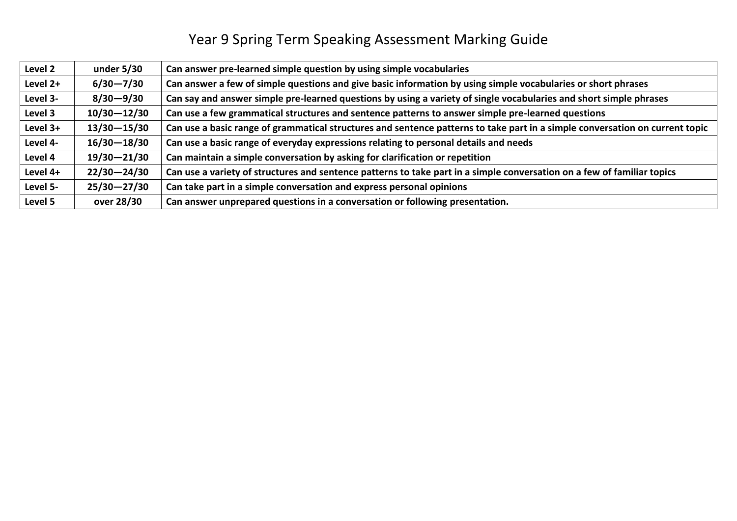# Year 9 Spring Term Speaking Assessment Marking Guide

| | | |
|---|---|---|
| **Level 2** | **under 5/30** | **Can answer pre-learned simple question by using simple vocabularies** |
| **Level 2+** | **6/30—7/30** | **Can answer a few of simple questions and give basic information by using simple vocabularies or short phrases** |
| **Level 3-** | **8/30—9/30** | **Can say and answer simple pre-learned questions by using a variety of single vocabularies and short simple phrases** |
| **Level 3** | **10/30—12/30** | **Can use a few grammatical structures and sentence patterns to answer simple pre-learned questions** |
| **Level 3+** | **13/30—15/30** | **Can use a basic range of grammatical structures and sentence patterns to take part in a simple conversation on current topic** |
| **Level 4-** | **16/30—18/30** | **Can use a basic range of everyday expressions relating to personal details and needs** |
| **Level 4** | **19/30—21/30** | **Can maintain a simple conversation by asking for clarification or repetition** |
| **Level 4+** | **22/30—24/30** | **Can use a variety of structures and sentence patterns to take part in a simple conversation on a few of familiar topics** |
| **Level 5-** | **25/30—27/30** | **Can take part in a simple conversation and express personal opinions** |
| **Level 5** | **over 28/30** | **Can answer unprepared questions in a conversation or following presentation.** |